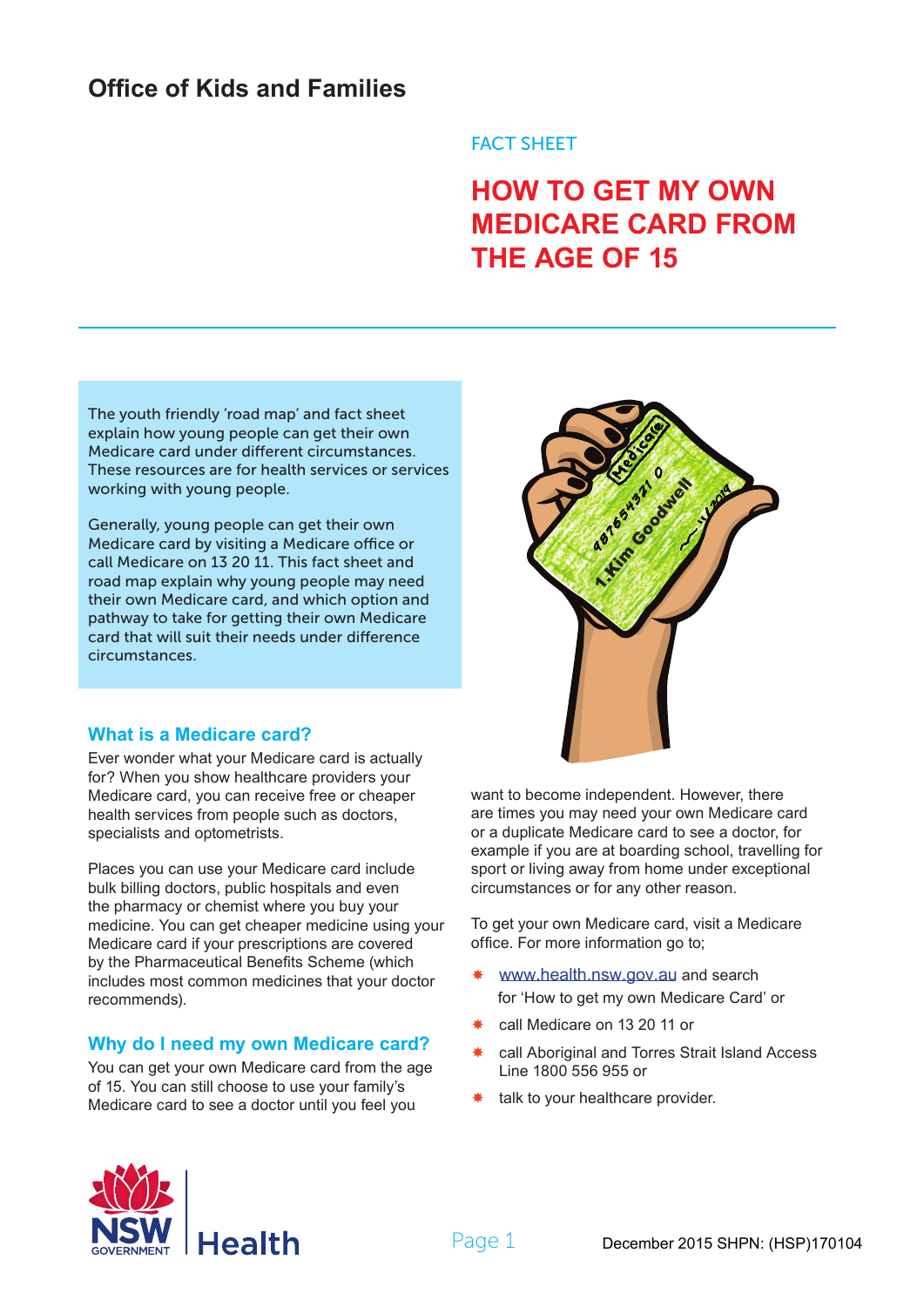Office of Kids and Families

FACT SHEET

# HOW TO GET MY OWN MEDICARE CARD FROM THE AGE OF 15

The youth friendly 'road map' and fact sheet explain how young people can get their own Medicare card under different circumstances. These resources are for health services or services working with young people.

Generally, young people can get their own Medicare card by visiting a Medicare office or call Medicare on 13 20 11. This fact sheet and road map explain why young people may need their own Medicare card, and which option and pathway to take for getting their own Medicare card that will suit their needs under difference circumstances.

## What is a Medicare card?

Ever wonder what your Medicare card is actually for? When you show healthcare providers your Medicare card, you can receive free or cheaper health services from people such as doctors, specialists and optometrists.

Places you can use your Medicare card include bulk billing doctors, public hospitals and even the pharmacy or chemist where you buy your medicine. You can get cheaper medicine using your Medicare card if your prescriptions are covered by the Pharmaceutical Benefits Scheme (which includes most common medicines that your doctor recommends).

## Why do I need my own Medicare card?

You can get your own Medicare card from the age of 15. You can still choose to use your family's Medicare card to see a doctor until you feel you want to become independent. However, there are times you may need your own Medicare card or a duplicate Medicare card to see a doctor, for example if you are at boarding school, travelling for sport or living away from home under exceptional circumstances or for any other reason.

To get your own Medicare card, visit a Medicare office. For more information go to;

- www.health.nsw.gov.au and search for 'How to get my own Medicare Card' or
- call Medicare on 13 20 11 or
- call Aboriginal and Torres Strait Island Access Line 1800 556 955 or
- talk to your healthcare provider.

NSW GOVERNMENT Health

December 2015 SHPN: (HSP)170104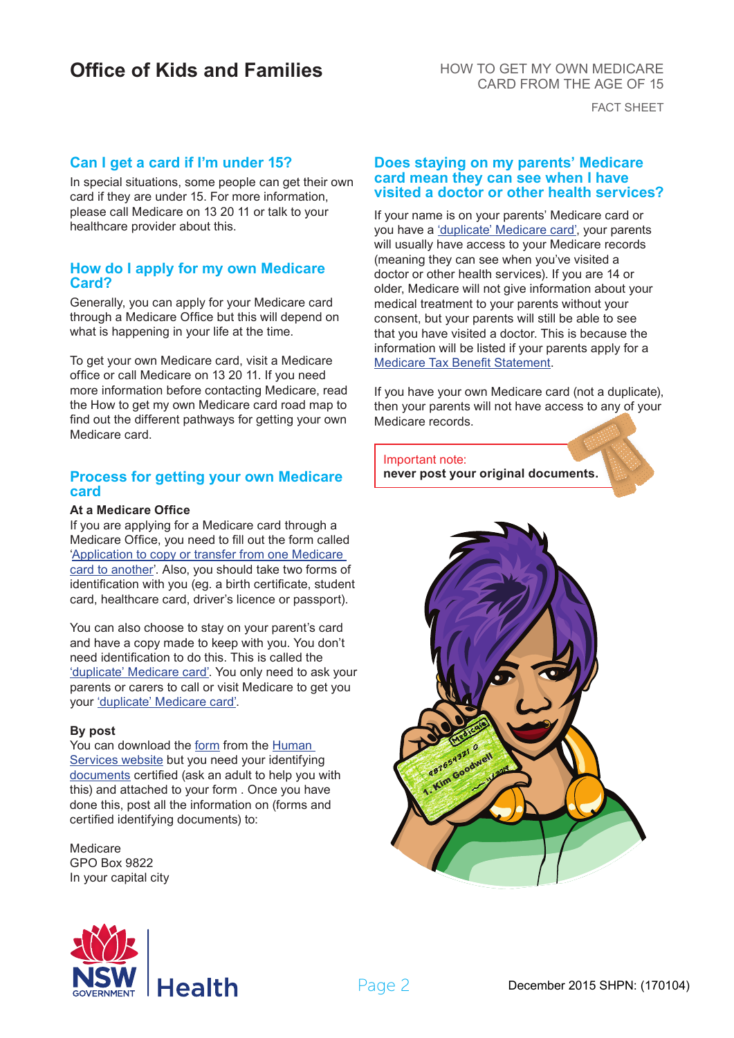# Office of Kids and Families

HOW TO GET MY OWN MEDICARE CARD FROM THE AGE OF 15

FACT SHEET

## Can I get a card if I'm under 15?

In special situations, some people can get their own card if they are under 15. For more information, please call Medicare on 13 20 11 or talk to your healthcare provider about this.

## How do I apply for my own Medicare Card?

Generally, you can apply for your Medicare card through a Medicare Office but this will depend on what is happening in your life at the time.

To get your own Medicare card, visit a Medicare office or call Medicare on 13 20 11. If you need more information before contacting Medicare, read the How to get my own Medicare card road map to find out the different pathways for getting your own Medicare card.

## Process for getting your own Medicare card

**At a Medicare Office**

If you are applying for a Medicare card through a Medicare Office, you need to fill out the form called 'Application to copy or transfer from one Medicare card to another'. Also, you should take two forms of identification with you (eg. a birth certificate, student card, healthcare card, driver's licence or passport).

You can also choose to stay on your parent's card and have a copy made to keep with you. You don't need identification to do this. This is called the 'duplicate' Medicare card'. You only need to ask your parents or carers to call or visit Medicare to get you your 'duplicate' Medicare card'.

**By post**

You can download the form from the Human Services website but you need your identifying documents certified (ask an adult to help you with this) and attached to your form . Once you have done this, post all the information on (forms and certified identifying documents) to:

Medicare
GPO Box 9822
In your capital city

## Does staying on my parents' Medicare card mean they can see when I have visited a doctor or other health services?

If your name is on your parents' Medicare card or you have a 'duplicate' Medicare card', your parents will usually have access to your Medicare records (meaning they can see when you've visited a doctor or other health services). If you are 14 or older, Medicare will not give information about your medical treatment to your parents without your consent, but your parents will still be able to see that you have visited a doctor. This is because the information will be listed if your parents apply for a Medicare Tax Benefit Statement.

If you have your own Medicare card (not a duplicate), then your parents will not have access to any of your Medicare records.

Important note:
**never post your original documents.**

NSW GOVERNMENT Health

December 2015 SHPN: (170104)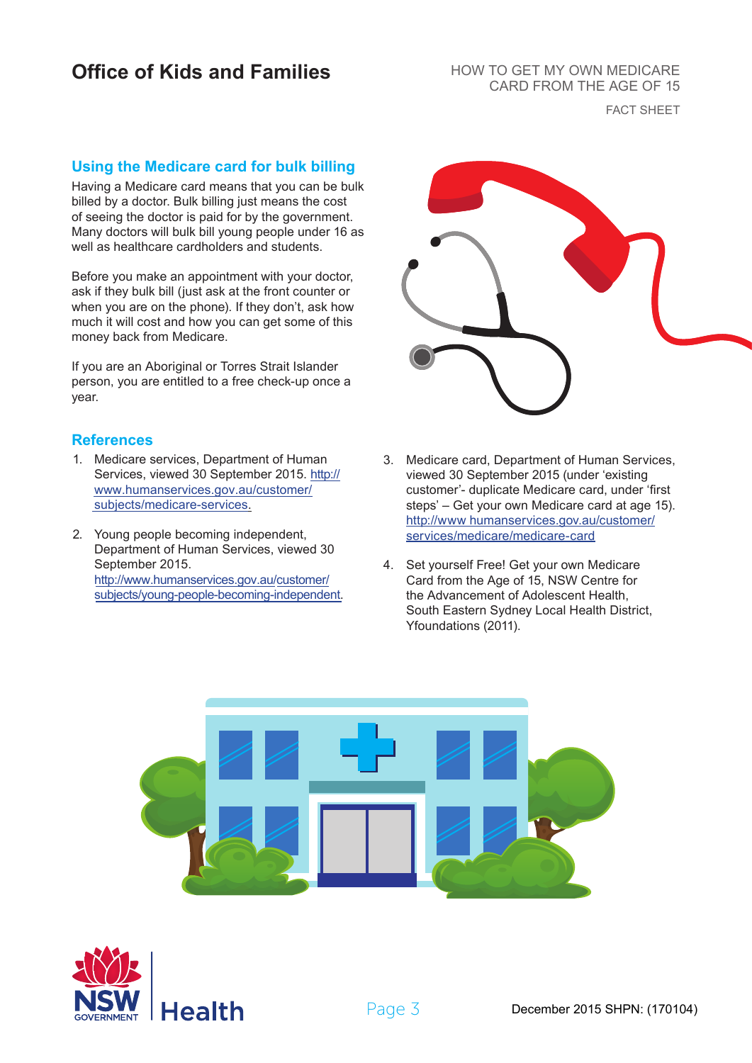## Using the Medicare card for bulk billing

Having a Medicare card means that you can be bulk billed by a doctor. Bulk billing just means the cost of seeing the doctor is paid for by the government. Many doctors will bulk bill young people under 16 as well as healthcare cardholders and students.

Before you make an appointment with your doctor, ask if they bulk bill (just ask at the front counter or when you are on the phone). If they don't, ask how much it will cost and how you can get some of this money back from Medicare.

If you are an Aboriginal or Torres Strait Islander person, you are entitled to a free check-up once a year.

## References

1. Medicare services, Department of Human Services, viewed 30 September 2015. http://www.humanservices.gov.au/customer/subjects/medicare-services.
2. Young people becoming independent, Department of Human Services, viewed 30 September 2015. http://www.humanservices.gov.au/customer/subjects/young-people-becoming-independent.
3. Medicare card, Department of Human Services, viewed 30 September 2015 (under 'existing customer'- duplicate Medicare card, under 'first steps' – Get your own Medicare card at age 15). http://www.humanservices.gov.au/customer/services/medicare/medicare-card
4. Set yourself Free! Get your own Medicare Card from the Age of 15, NSW Centre for the Advancement of Adolescent Health, South Eastern Sydney Local Health District, Yfoundations (2011).

December 2015 SHPN: (170104)